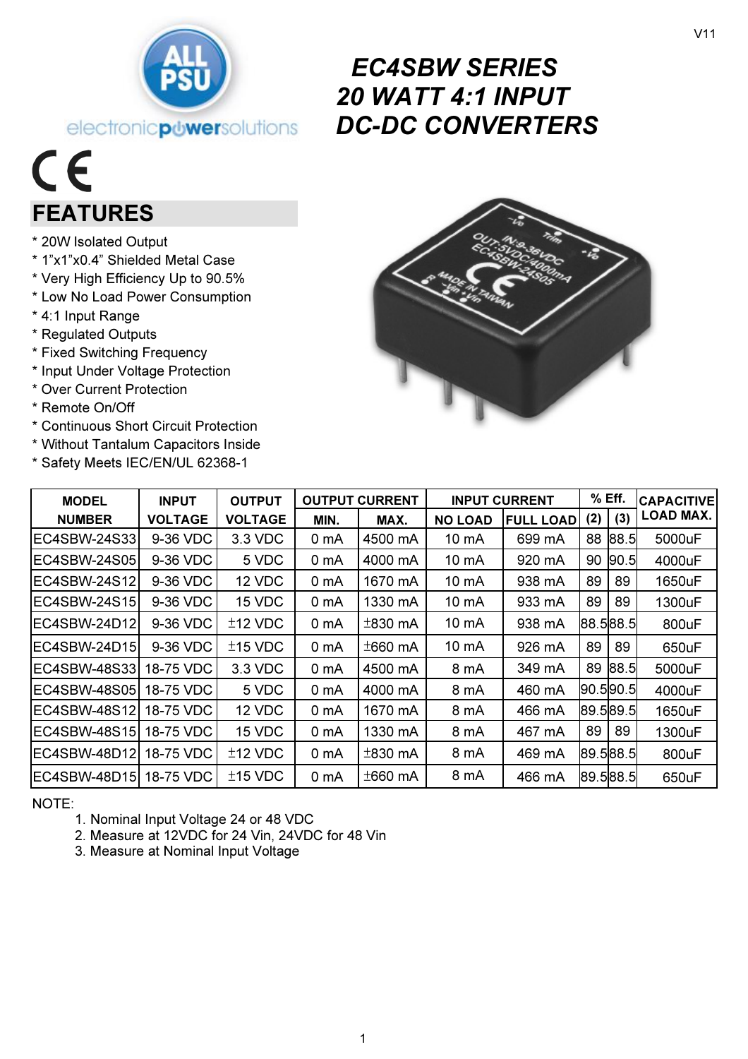# EC4SBW SERIES
# 20 WATT 4:1 INPUT DC-DC CONVERTERS

## FEATURES

* 20W Isolated Output
* 1"x1"x0.4" Shielded Metal Case
* Very High Efficiency Up to 90.5%
* Low No Load Power Consumption
* 4:1 Input Range
* Regulated Outputs
* Fixed Switching Frequency
* Input Under Voltage Protection
* Over Current Protection
* Remote On/Off
* Continuous Short Circuit Protection
* Without Tantalum Capacitors Inside
* Safety Meets IEC/EN/UL 62368-1

| MODEL NUMBER | INPUT VOLTAGE | OUTPUT VOLTAGE | OUTPUT CURRENT | | INPUT CURRENT | | % Eff. | | CAPACITIVE LOAD MAX. |
|---|---|---|---|---|---|---|---|---|---|
| | | | MIN. | MAX. | NO LOAD | FULL LOAD | (2) | (3) | |
| EC4SBW-24S33 | 9-36 VDC | 3.3 VDC | 0 mA | 4500 mA | 10 mA | 699 mA | 88 | 88.5 | 5000uF |
| EC4SBW-24S05 | 9-36 VDC | 5 VDC | 0 mA | 4000 mA | 10 mA | 920 mA | 90 | 90.5 | 4000uF |
| EC4SBW-24S12 | 9-36 VDC | 12 VDC | 0 mA | 1670 mA | 10 mA | 938 mA | 89 | 89 | 1650uF |
| EC4SBW-24S15 | 9-36 VDC | 15 VDC | 0 mA | 1330 mA | 10 mA | 933 mA | 89 | 89 | 1300uF |
| EC4SBW-24D12 | 9-36 VDC | ±12 VDC | 0 mA | ±830 mA | 10 mA | 938 mA | 88.5 | 88.5 | 800uF |
| EC4SBW-24D15 | 9-36 VDC | ±15 VDC | 0 mA | ±660 mA | 10 mA | 926 mA | 89 | 89 | 650uF |
| EC4SBW-48S33 | 18-75 VDC | 3.3 VDC | 0 mA | 4500 mA | 8 mA | 349 mA | 89 | 88.5 | 5000uF |
| EC4SBW-48S05 | 18-75 VDC | 5 VDC | 0 mA | 4000 mA | 8 mA | 460 mA | 90.5 | 90.5 | 4000uF |
| EC4SBW-48S12 | 18-75 VDC | 12 VDC | 0 mA | 1670 mA | 8 mA | 466 mA | 89.5 | 89.5 | 1650uF |
| EC4SBW-48S15 | 18-75 VDC | 15 VDC | 0 mA | 1330 mA | 8 mA | 467 mA | 89 | 89 | 1300uF |
| EC4SBW-48D12 | 18-75 VDC | ±12 VDC | 0 mA | ±830 mA | 8 mA | 469 mA | 89.5 | 88.5 | 800uF |
| EC4SBW-48D15 | 18-75 VDC | ±15 VDC | 0 mA | ±660 mA | 8 mA | 466 mA | 89.5 | 88.5 | 650uF |

NOTE:

1. Nominal Input Voltage 24 or 48 VDC
2. Measure at 12VDC for 24 Vin, 24VDC for 48 Vin
3. Measure at Nominal Input Voltage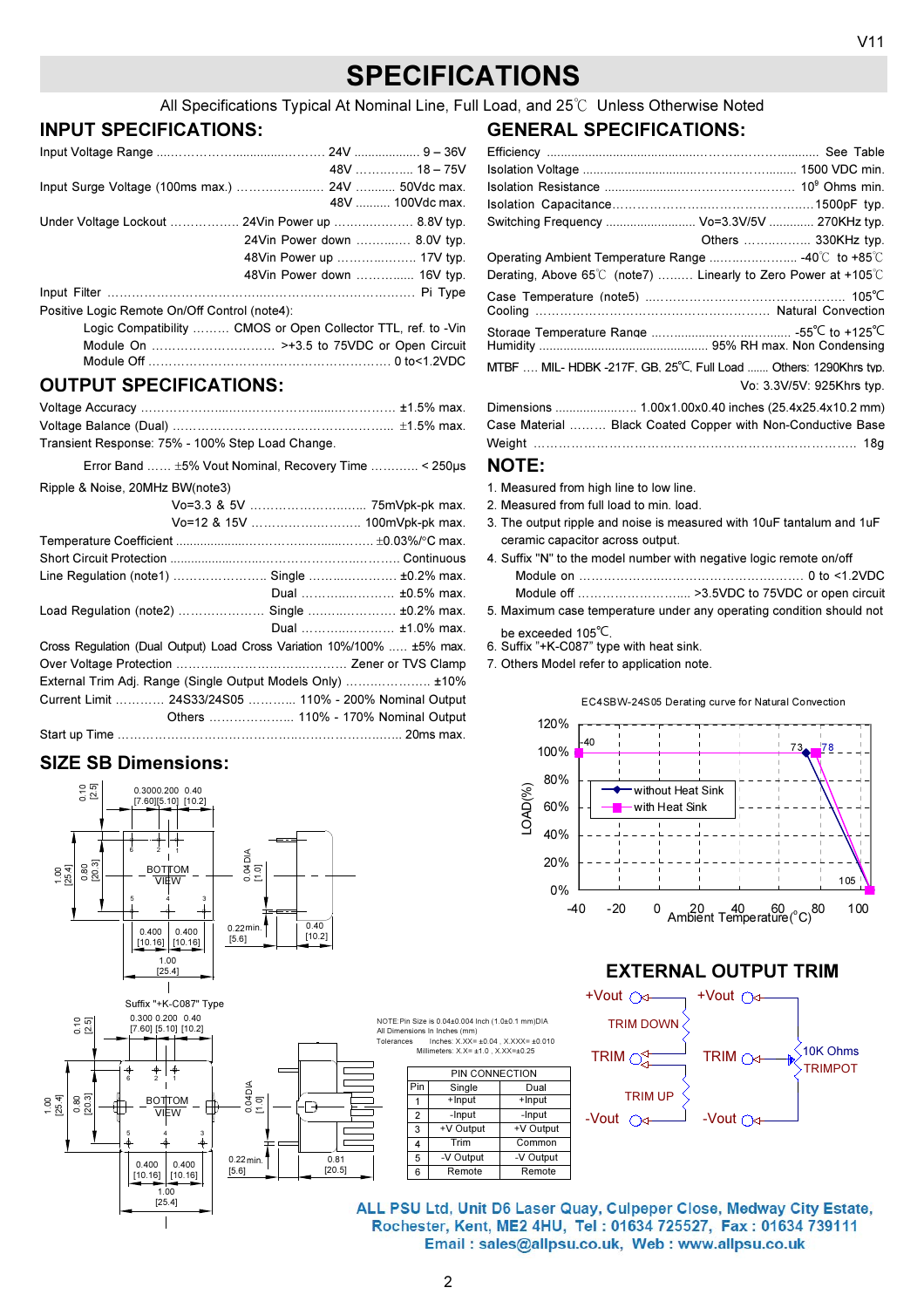# SPECIFICATIONS

All Specifications Typical At Nominal Line, Full Load, and 25℃ Unless Otherwise Noted

## INPUT SPECIFICATIONS:

| | | |
|---|---|---|
| Input Voltage Range | 24V | 9 – 36V |
| | 48V | 18 – 75V |
| Input Surge Voltage (100ms max.) | 24V | 50Vdc max. |
| | 48V | 100Vdc max. |
| Under Voltage Lockout | 24Vin Power up | 8.8V typ. |
| | 24Vin Power down | 8.0V typ. |
| | 48Vin Power up | 17V typ. |
| | 48Vin Power down | 16V typ. |
| Input Filter | | Pi Type |

Positive Logic Remote On/Off Control (note4):

Logic Compatibility ......... CMOS or Open Collector TTL, ref. to -Vin

Module On ............................. >+3.5 to 75VDC or Open Circuit

Module Off ............................................................. 0 to<1.2VDC

## OUTPUT SPECIFICATIONS:

| | | |
|---|---|---|
| Voltage Accuracy | | ±1.5% max. |
| Voltage Balance (Dual) | | ±1.5% max. |

Transient Response: 75% - 100% Step Load Change.

Error Band ...... ±5% Vout Nominal, Recovery Time ........... < 250μs

Ripple & Noise, 20MHz BW(note3)

| | | |
|---|---|---|
| | Vo=3.3 & 5V | 75mVpk-pk max. |
| | Vo=12 & 15V | 100mVpk-pk max. |
| Temperature Coefficient | | ±0.03%/°C max. |
| Short Circuit Protection | | Continuous |
| Line Regulation (note1) | Single | ±0.2% max. |
| | Dual | ±0.5% max. |
| Load Regulation (note2) | Single | ±0.2% max. |
| | Dual | ±1.0% max. |
| Cross Regulation (Dual Output) Load Cross Variation 10%/100% | | ±5% max. |
| Over Voltage Protection | | Zener or TVS Clamp |
| External Trim Adj. Range (Single Output Models Only) | | ±10% |
| Current Limit | 24S33/24S05 | 110% - 200% Nominal Output |
| | Others | 110% - 170% Nominal Output |
| Start up Time | | 20ms max. |

## GENERAL SPECIFICATIONS:

| | | |
|---|---|---|
| Efficiency | | See Table |
| Isolation Voltage | | 1500 VDC min. |
| Isolation Resistance | | $10^9$ Ohms min. |
| Isolation Capacitance | | 1500pF typ. |
| Switching Frequency | Vo=3.3V/5V | 270KHz typ. |
| | Others | 330KHz typ. |
| Operating Ambient Temperature Range | | -40℃ to +85℃ |
| Derating, Above 65℃ (note7) | | Linearly to Zero Power at +105℃ |
| Case Temperature (note5) | | 105℃ |
| Cooling | | Natural Convection |
| Storage Temperature Range | | -55℃ to +125℃ |
| Humidity | | 95% RH max. Non Condensing |
| MTBF .... MIL- HDBK -217F, GB, 25℃, Full Load | | Others: 1290Khrs typ. |
| | | Vo: 3.3V/5V: 925Khrs typ. |
| Dimensions | | 1.00x1.00x0.40 inches (25.4x25.4x10.2 mm) |
| Case Material | | Black Coated Copper with Non-Conductive Base |
| Weight | | 18g |

## NOTE:

1. Measured from high line to low line.
2. Measured from full load to min. load.
3. The output ripple and noise is measured with 10uF tantalum and 1uF ceramic capacitor across output.
4. Suffix "N" to the model number with negative logic remote on/off
   Module on ........................................................ 0 to <1.2VDC
   Module off ............................ >3.5VDC to 75VDC or open circuit
5. Maximum case temperature under any operating condition should not be exceeded 105℃.
6. Suffix "+K-C087" type with heat sink.
7. Others Model refer to application note.

EC4SBW-24S05 Derating curve for Natural Convection

LOAD(%)
Ambient Temperature(°C)
without Heat Sink
with Heat Sink
-40
73
78
105
120% 100% 80% 60% 40% 20% 0%
-40 -20 0 20 40 60 80 100

## SIZE SB Dimensions:

0.10 [2.5]
0.300 0.200 0.40
[7.60] [5.10] [10.2]
1.00 [25.4]
0.80 [20.3]
BOTTOM VIEW
6 2 1
5 4 3
0.400 [10.16]
0.400 [10.16]
1.00 [25.4]
0.04DIA [1.0]
0.22min. [5.6]
0.40 [10.2]

Suffix "+K-C087" Type

0.10 [2.5]
0.300 0.200 0.40
[7.60] [5.10] [10.2]
1.00 [25.4]
0.80 [20.3]
BOTTOM VIEW
6 2 1
5 4 3
0.400 [10.16]
0.400 [10.16]
1.00 [25.4]
0.04DIA [1.0]
0.22min. [5.6]
0.81 [20.5]

NOTE: Pin Size is 0.04±0.004 Inch (1.0±0.1 mm)DIA
All Dimensions In Inches (mm)
Tolerances Inches: X.XX= ±0.04 , X.XXX= ±0.010
Millimeters: X.X= ±1.0 , X.XX= ±0.25

| PIN CONNECTION | | |
|---|---|---|
| Pin | Single | Dual |
| 1 | +Input | +Input |
| 2 | -Input | -Input |
| 3 | +V Output | +V Output |
| 4 | Trim | Common |
| 5 | -V Output | -V Output |
| 6 | Remote | Remote |

## EXTERNAL OUTPUT TRIM

+Vout
TRIM DOWN
TRIM
TRIM UP
-Vout
+Vout
TRIM
10K Ohms TRIMPOT
-Vout

**ALL PSU Ltd, Unit D6 Laser Quay, Culpeper Close, Medway City Estate, Rochester, Kent, ME2 4HU, Tel : 01634 725527, Fax : 01634 739111**
**Email : sales@allpsu.co.uk, Web : www.allpsu.co.uk**